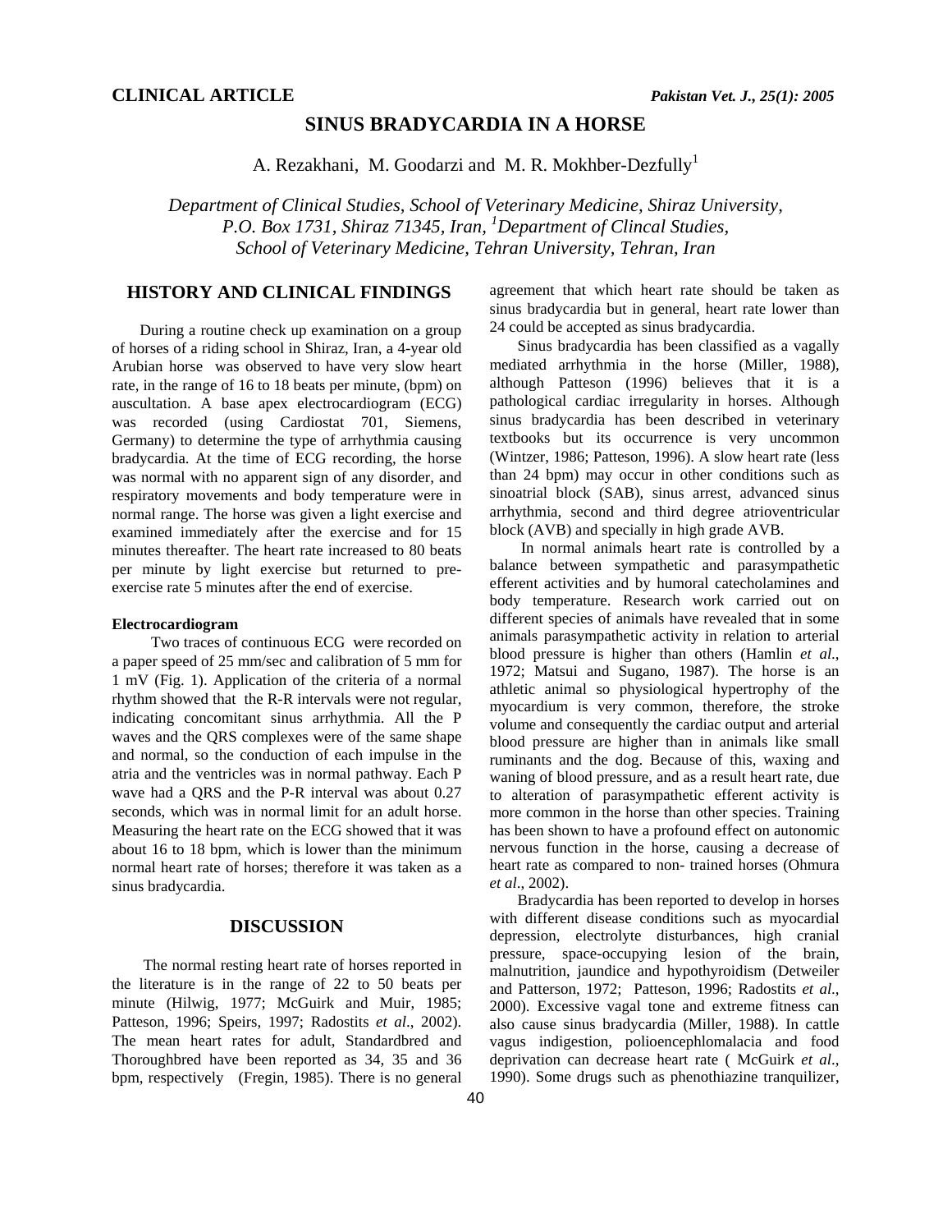CLINICAL ARTICLE

# SINUS BRADYCARDIA IN A HORSE

A. Rezakhani, M. Goodarzi and M. R. Mokhber-Dezfully[1]

*Department of Clinical Studies, School of Veterinary Medicine, Shiraz University, P.O. Box 1731, Shiraz 71345, Iran, [1]Department of Clincal Studies, School of Veterinary Medicine, Tehran University, Tehran, Iran*

## HISTORY AND CLINICAL FINDINGS

During a routine check up examination on a group of horses of a riding school in Shiraz, Iran, a 4-year old Arubian horse was observed to have very slow heart rate, in the range of 16 to 18 beats per minute, (bpm) on auscultation. A base apex electrocardiogram (ECG) was recorded (using Cardiostat 701, Siemens, Germany) to determine the type of arrhythmia causing bradycardia. At the time of ECG recording, the horse was normal with no apparent sign of any disorder, and respiratory movements and body temperature were in normal range. The horse was given a light exercise and examined immediately after the exercise and for 15 minutes thereafter. The heart rate increased to 80 beats per minute by light exercise but returned to pre-exercise rate 5 minutes after the end of exercise.

### Electrocardiogram

Two traces of continuous ECG were recorded on a paper speed of 25 mm/sec and calibration of 5 mm for 1 mV (Fig. 1). Application of the criteria of a normal rhythm showed that the R-R intervals were not regular, indicating concomitant sinus arrhythmia. All the P waves and the QRS complexes were of the same shape and normal, so the conduction of each impulse in the atria and the ventricles was in normal pathway. Each P wave had a QRS and the P-R interval was about 0.27 seconds, which was in normal limit for an adult horse. Measuring the heart rate on the ECG showed that it was about 16 to 18 bpm, which is lower than the minimum normal heart rate of horses; therefore it was taken as a sinus bradycardia.

## DISCUSSION

The normal resting heart rate of horses reported in the literature is in the range of 22 to 50 beats per minute (Hilwig, 1977; McGuirk and Muir, 1985; Patteson, 1996; Speirs, 1997; Radostits *et al*., 2002). The mean heart rates for adult, Standardbred and Thoroughbred have been reported as 34, 35 and 36 bpm, respectively (Fregin, 1985). There is no general agreement that which heart rate should be taken as sinus bradycardia but in general, heart rate lower than 24 could be accepted as sinus bradycardia.

Sinus bradycardia has been classified as a vagally mediated arrhythmia in the horse (Miller, 1988), although Patteson (1996) believes that it is a pathological cardiac irregularity in horses. Although sinus bradycardia has been described in veterinary textbooks but its occurrence is very uncommon (Wintzer, 1986; Patteson, 1996). A slow heart rate (less than 24 bpm) may occur in other conditions such as sinoatrial block (SAB), sinus arrest, advanced sinus arrhythmia, second and third degree atrioventricular block (AVB) and specially in high grade AVB.

In normal animals heart rate is controlled by a balance between sympathetic and parasympathetic efferent activities and by humoral catecholamines and body temperature. Research work carried out on different species of animals have revealed that in some animals parasympathetic activity in relation to arterial blood pressure is higher than others (Hamlin *et al*., 1972; Matsui and Sugano, 1987). The horse is an athletic animal so physiological hypertrophy of the myocardium is very common, therefore, the stroke volume and consequently the cardiac output and arterial blood pressure are higher than in animals like small ruminants and the dog. Because of this, waxing and waning of blood pressure, and as a result heart rate, due to alteration of parasympathetic efferent activity is more common in the horse than other species. Training has been shown to have a profound effect on autonomic nervous function in the horse, causing a decrease of heart rate as compared to non- trained horses (Ohmura *et al*., 2002).

Bradycardia has been reported to develop in horses with different disease conditions such as myocardial depression, electrolyte disturbances, high cranial pressure, space-occupying lesion of the brain, malnutrition, jaundice and hypothyroidism (Detweiler and Patterson, 1972; Patteson, 1996; Radostits *et al*., 2000). Excessive vagal tone and extreme fitness can also cause sinus bradycardia (Miller, 1988). In cattle vagus indigestion, polioencephlomalacia and food deprivation can decrease heart rate ( McGuirk *et al*., 1990). Some drugs such as phenothiazine tranquilizer,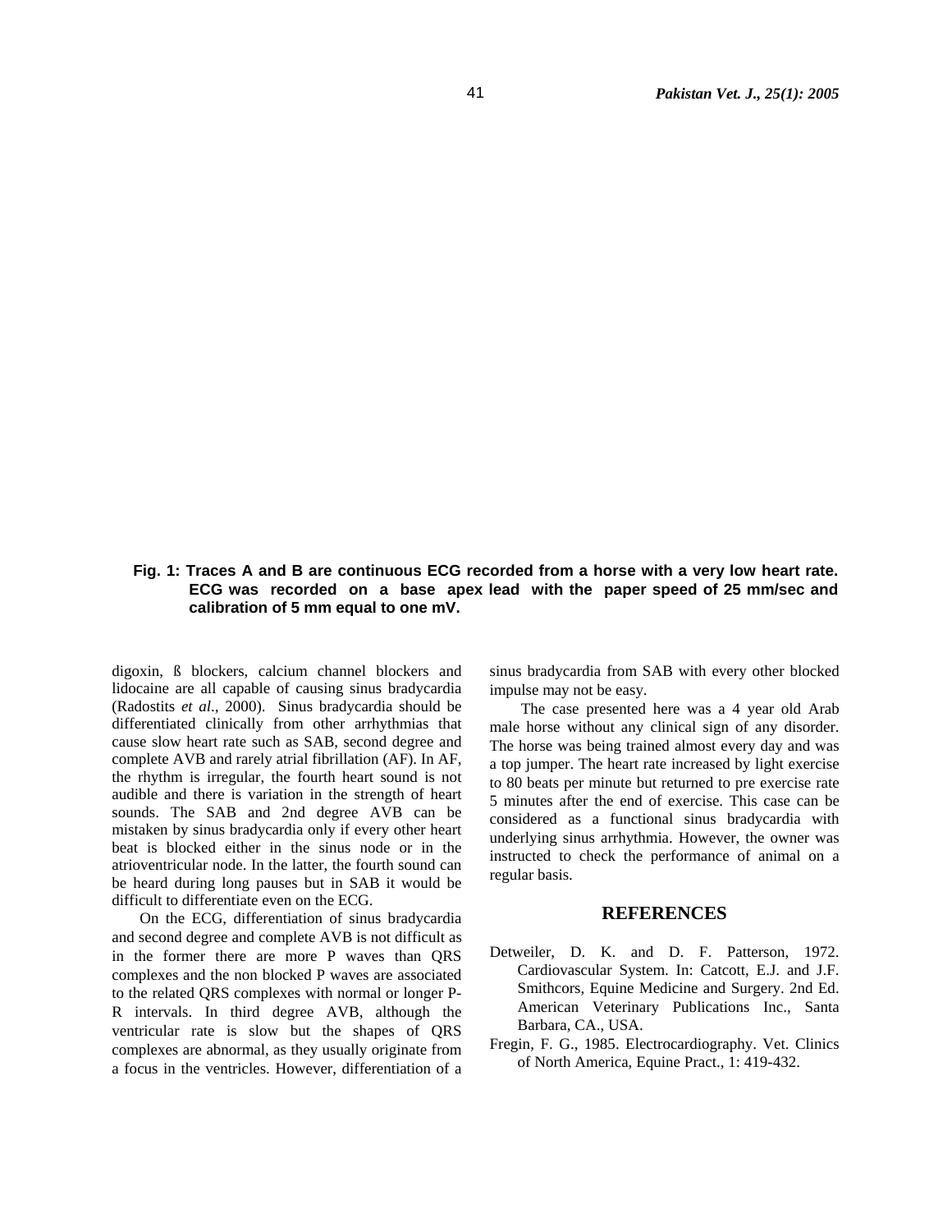**Fig. 1: Traces A and B are continuous ECG recorded from a horse with a very low heart rate. ECG was recorded on a base apex lead with the paper speed of 25 mm/sec and calibration of 5 mm equal to one mV.**

digoxin, ß blockers, calcium channel blockers and lidocaine are all capable of causing sinus bradycardia (Radostits *et al*., 2000). Sinus bradycardia should be differentiated clinically from other arrhythmias that cause slow heart rate such as SAB, second degree and complete AVB and rarely atrial fibrillation (AF). In AF, the rhythm is irregular, the fourth heart sound is not audible and there is variation in the strength of heart sounds. The SAB and 2nd degree AVB can be mistaken by sinus bradycardia only if every other heart beat is blocked either in the sinus node or in the atrioventricular node. In the latter, the fourth sound can be heard during long pauses but in SAB it would be difficult to differentiate even on the ECG.

On the ECG, differentiation of sinus bradycardia and second degree and complete AVB is not difficult as in the former there are more P waves than QRS complexes and the non blocked P waves are associated to the related QRS complexes with normal or longer P-R intervals. In third degree AVB, although the ventricular rate is slow but the shapes of QRS complexes are abnormal, as they usually originate from a focus in the ventricles. However, differentiation of a sinus bradycardia from SAB with every other blocked impulse may not be easy.

The case presented here was a 4 year old Arab male horse without any clinical sign of any disorder. The horse was being trained almost every day and was a top jumper. The heart rate increased by light exercise to 80 beats per minute but returned to pre exercise rate 5 minutes after the end of exercise. This case can be considered as a functional sinus bradycardia with underlying sinus arrhythmia. However, the owner was instructed to check the performance of animal on a regular basis.

## REFERENCES

Detweiler, D. K. and D. F. Patterson, 1972. Cardiovascular System. In: Catcott, E.J. and J.F. Smithcors, Equine Medicine and Surgery. 2nd Ed. American Veterinary Publications Inc., Santa Barbara, CA., USA.

Fregin, F. G., 1985. Electrocardiography. Vet. Clinics of North America, Equine Pract., 1: 419-432.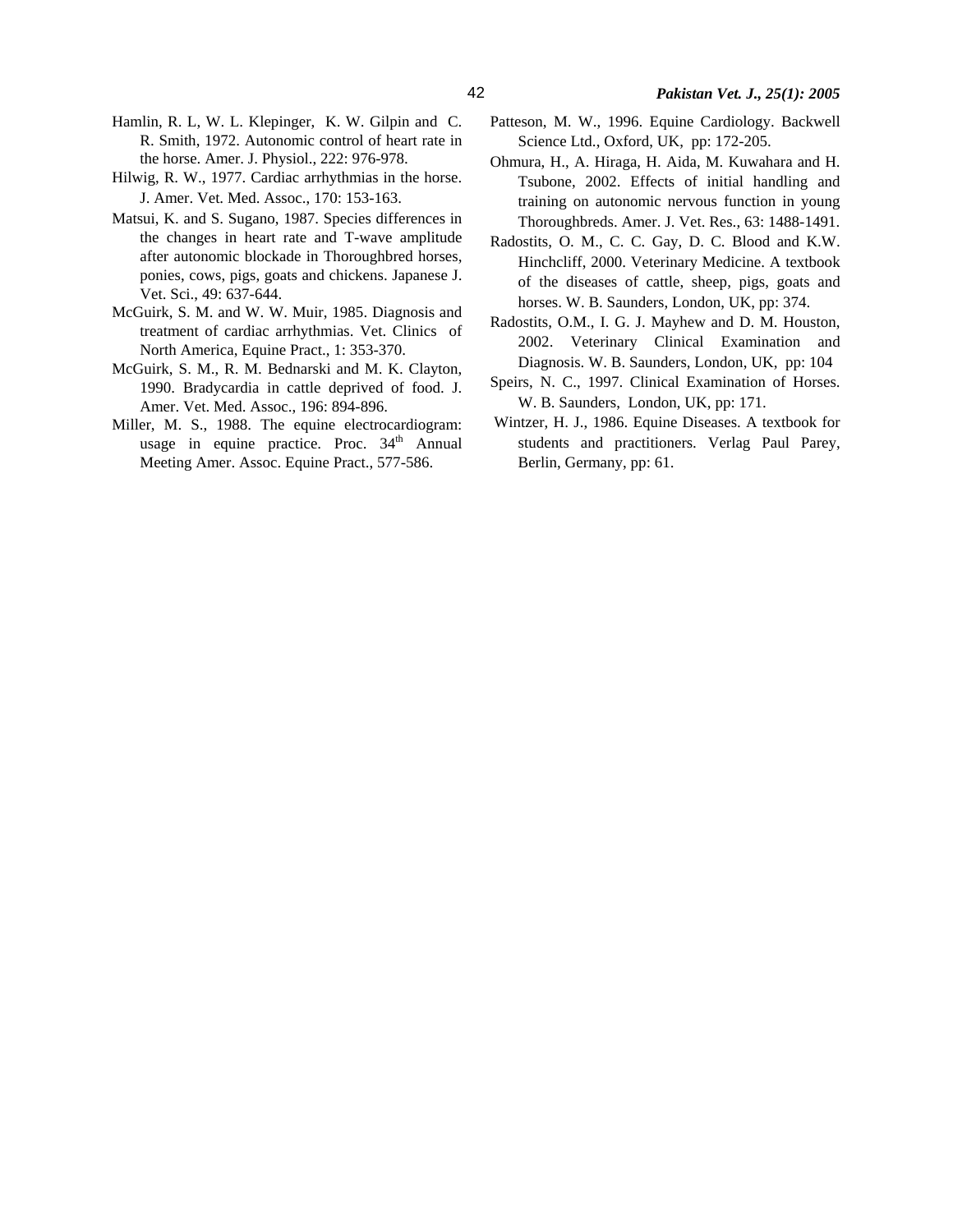Hamlin, R. L, W. L. Klepinger, K. W. Gilpin and C. R. Smith, 1972. Autonomic control of heart rate in the horse. Amer. J. Physiol., 222: 976-978.

Hilwig, R. W., 1977. Cardiac arrhythmias in the horse. J. Amer. Vet. Med. Assoc., 170: 153-163.

Matsui, K. and S. Sugano, 1987. Species differences in the changes in heart rate and T-wave amplitude after autonomic blockade in Thoroughbred horses, ponies, cows, pigs, goats and chickens. Japanese J. Vet. Sci., 49: 637-644.

McGuirk, S. M. and W. W. Muir, 1985. Diagnosis and treatment of cardiac arrhythmias. Vet. Clinics of North America, Equine Pract., 1: 353-370.

McGuirk, S. M., R. M. Bednarski and M. K. Clayton, 1990. Bradycardia in cattle deprived of food. J. Amer. Vet. Med. Assoc., 196: 894-896.

Miller, M. S., 1988. The equine electrocardiogram: usage in equine practice. Proc. 34th Annual Meeting Amer. Assoc. Equine Pract., 577-586.

Patteson, M. W., 1996. Equine Cardiology. Backwell Science Ltd., Oxford, UK, pp: 172-205.

Ohmura, H., A. Hiraga, H. Aida, M. Kuwahara and H. Tsubone, 2002. Effects of initial handling and training on autonomic nervous function in young Thoroughbreds. Amer. J. Vet. Res., 63: 1488-1491.

Radostits, O. M., C. C. Gay, D. C. Blood and K.W. Hinchcliff, 2000. Veterinary Medicine. A textbook of the diseases of cattle, sheep, pigs, goats and horses. W. B. Saunders, London, UK, pp: 374.

Radostits, O.M., I. G. J. Mayhew and D. M. Houston, 2002. Veterinary Clinical Examination and Diagnosis. W. B. Saunders, London, UK, pp: 104

Speirs, N. C., 1997. Clinical Examination of Horses. W. B. Saunders, London, UK, pp: 171.

Wintzer, H. J., 1986. Equine Diseases. A textbook for students and practitioners. Verlag Paul Parey, Berlin, Germany, pp: 61.